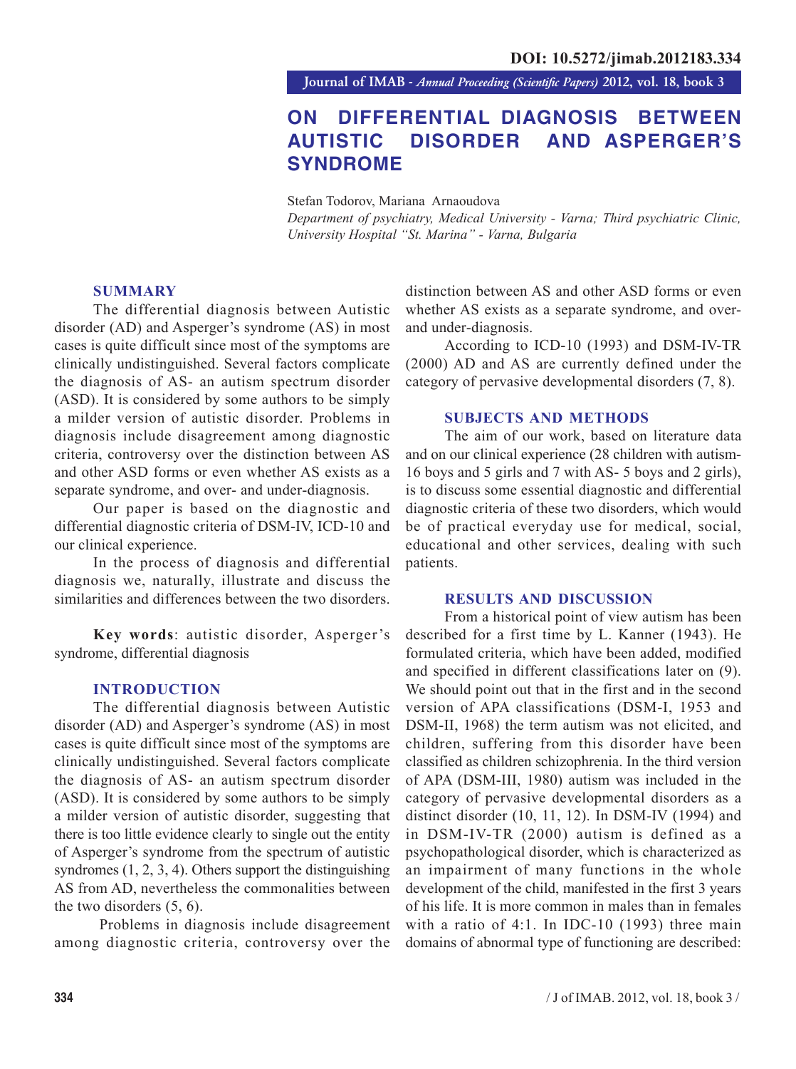DOI: 10.5272/jimab.2012183.334

# ON DIFFERENTIAL DIAGNOSIS BETWEEN AUTISTIC DISORDER AND ASPERGER'S SYNDROME

Stefan Todorov, Mariana Arnaoudova

*Department of psychiatry, Medical University - Varna; Third psychiatric Clinic, University Hospital "St. Marina" - Varna, Bulgaria*

## SUMMARY

The differential diagnosis between Autistic disorder (AD) and Asperger's syndrome (AS) in most cases is quite difficult since most of the symptoms are clinically undistinguished. Several factors complicate the diagnosis of AS- an autism spectrum disorder (ASD). It is considered by some authors to be simply a milder version of autistic disorder. Problems in diagnosis include disagreement among diagnostic criteria, controversy over the distinction between AS and other ASD forms or even whether AS exists as a separate syndrome, and over- and under-diagnosis.

Our paper is based on the diagnostic and differential diagnostic criteria of DSM-IV, ICD-10 and our clinical experience.

In the process of diagnosis and differential diagnosis we, naturally, illustrate and discuss the similarities and differences between the two disorders.

**Key words**: autistic disorder, Asperger's syndrome, differential diagnosis

## INTRODUCTION

The differential diagnosis between Autistic disorder (AD) and Asperger's syndrome (AS) in most cases is quite difficult since most of the symptoms are clinically undistinguished. Several factors complicate the diagnosis of AS- an autism spectrum disorder (ASD). It is considered by some authors to be simply a milder version of autistic disorder, suggesting that there is too little evidence clearly to single out the entity of Asperger's syndrome from the spectrum of autistic syndromes (1, 2, 3, 4). Others support the distinguishing AS from AD, nevertheless the commonalities between the two disorders (5, 6).

Problems in diagnosis include disagreement among diagnostic criteria, controversy over the distinction between AS and other ASD forms or even whether AS exists as a separate syndrome, and over- and under-diagnosis.

According to ICD-10 (1993) and DSM-IV-TR (2000) AD and AS are currently defined under the category of pervasive developmental disorders (7, 8).

## SUBJECTS AND METHODS

The aim of our work, based on literature data and on our clinical experience (28 children with autism- 16 boys and 5 girls and 7 with AS- 5 boys and 2 girls), is to discuss some essential diagnostic and differential diagnostic criteria of these two disorders, which would be of practical everyday use for medical, social, educational and other services, dealing with such patients.

## RESULTS AND DISCUSSION

From a historical point of view autism has been described for a first time by L. Kanner (1943). He formulated criteria, which have been added, modified and specified in different classifications later on (9). We should point out that in the first and in the second version of APA classifications (DSM-I, 1953 and DSM-II, 1968) the term autism was not elicited, and children, suffering from this disorder have been classified as children schizophrenia. In the third version of APA (DSM-III, 1980) autism was included in the category of pervasive developmental disorders as a distinct disorder (10, 11, 12). In DSM-IV (1994) and in DSM-IV-TR (2000) autism is defined as a psychopathological disorder, which is characterized as an impairment of many functions in the whole development of the child, manifested in the first 3 years of his life. It is more common in males than in females with a ratio of 4:1. In IDC-10 (1993) three main domains of abnormal type of functioning are described: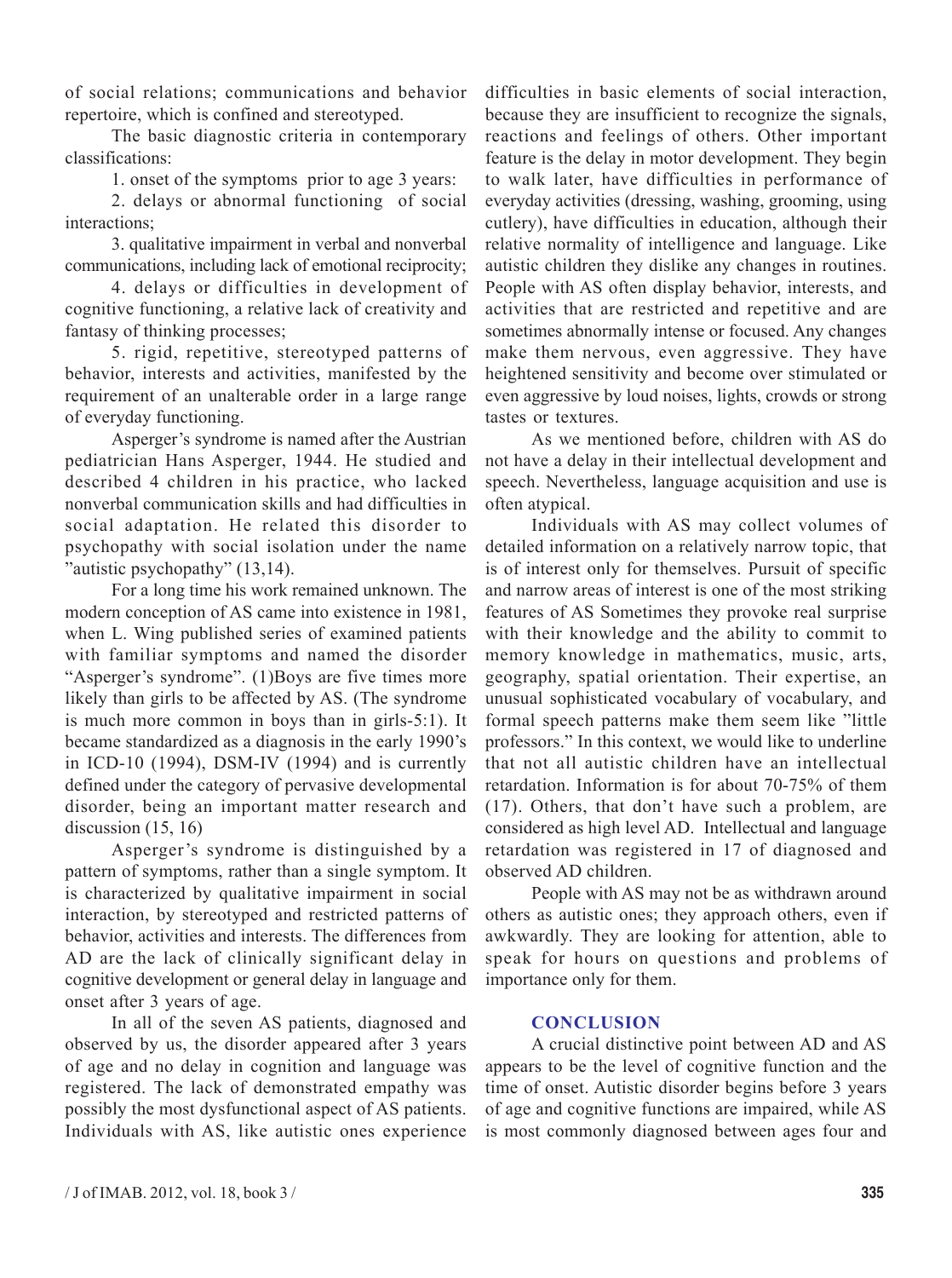of social relations; communications and behavior repertoire, which is confined and stereotyped.

The basic diagnostic criteria in contemporary classifications:

1. onset of the symptoms prior to age 3 years:

2. delays or abnormal functioning of social interactions;

3. qualitative impairment in verbal and nonverbal communications, including lack of emotional reciprocity;

4. delays or difficulties in development of cognitive functioning, a relative lack of creativity and fantasy of thinking processes;

5. rigid, repetitive, stereotyped patterns of behavior, interests and activities, manifested by the requirement of an unalterable order in a large range of everyday functioning.

Asperger's syndrome is named after the Austrian pediatrician Hans Asperger, 1944. He studied and described 4 children in his practice, who lacked nonverbal communication skills and had difficulties in social adaptation. He related this disorder to psychopathy with social isolation under the name "autistic psychopathy" (13,14).

For a long time his work remained unknown. The modern conception of AS came into existence in 1981, when L. Wing published series of examined patients with familiar symptoms and named the disorder "Asperger's syndrome". (1)Boys are five times more likely than girls to be affected by AS. (The syndrome is much more common in boys than in girls-5:1). It became standardized as a diagnosis in the early 1990's in ICD-10 (1994), DSM-IV (1994) and is currently defined under the category of pervasive developmental disorder, being an important matter research and discussion (15, 16)

Asperger's syndrome is distinguished by a pattern of symptoms, rather than a single symptom. It is characterized by qualitative impairment in social interaction, by stereotyped and restricted patterns of behavior, activities and interests. The differences from AD are the lack of clinically significant delay in cognitive development or general delay in language and onset after 3 years of age.

In all of the seven AS patients, diagnosed and observed by us, the disorder appeared after 3 years of age and no delay in cognition and language was registered. The lack of demonstrated empathy was possibly the most dysfunctional aspect of AS patients. Individuals with AS, like autistic ones experience difficulties in basic elements of social interaction, because they are insufficient to recognize the signals, reactions and feelings of others. Other important feature is the delay in motor development. They begin to walk later, have difficulties in performance of everyday activities (dressing, washing, grooming, using cutlery), have difficulties in education, although their relative normality of intelligence and language. Like autistic children they dislike any changes in routines. People with AS often display behavior, interests, and activities that are restricted and repetitive and are sometimes abnormally intense or focused. Any changes make them nervous, even aggressive. They have heightened sensitivity and become over stimulated or even aggressive by loud noises, lights, crowds or strong tastes or textures.

As we mentioned before, children with AS do not have a delay in their intellectual development and speech. Nevertheless, language acquisition and use is often atypical.

Individuals with AS may collect volumes of detailed information on a relatively narrow topic, that is of interest only for themselves. Pursuit of specific and narrow areas of interest is one of the most striking features of AS Sometimes they provoke real surprise with their knowledge and the ability to commit to memory knowledge in mathematics, music, arts, geography, spatial orientation. Their expertise, an unusual sophisticated vocabulary of vocabulary, and formal speech patterns make them seem like "little professors." In this context, we would like to underline that not all autistic children have an intellectual retardation. Information is for about 70-75% of them (17). Others, that don't have such a problem, are considered as high level AD. Intellectual and language retardation was registered in 17 of diagnosed and observed AD children.

People with AS may not be as withdrawn around others as autistic ones; they approach others, even if awkwardly. They are looking for attention, able to speak for hours on questions and problems of importance only for them.

## CONCLUSION

A crucial distinctive point between AD and AS appears to be the level of cognitive function and the time of onset. Autistic disorder begins before 3 years of age and cognitive functions are impaired, while AS is most commonly diagnosed between ages four and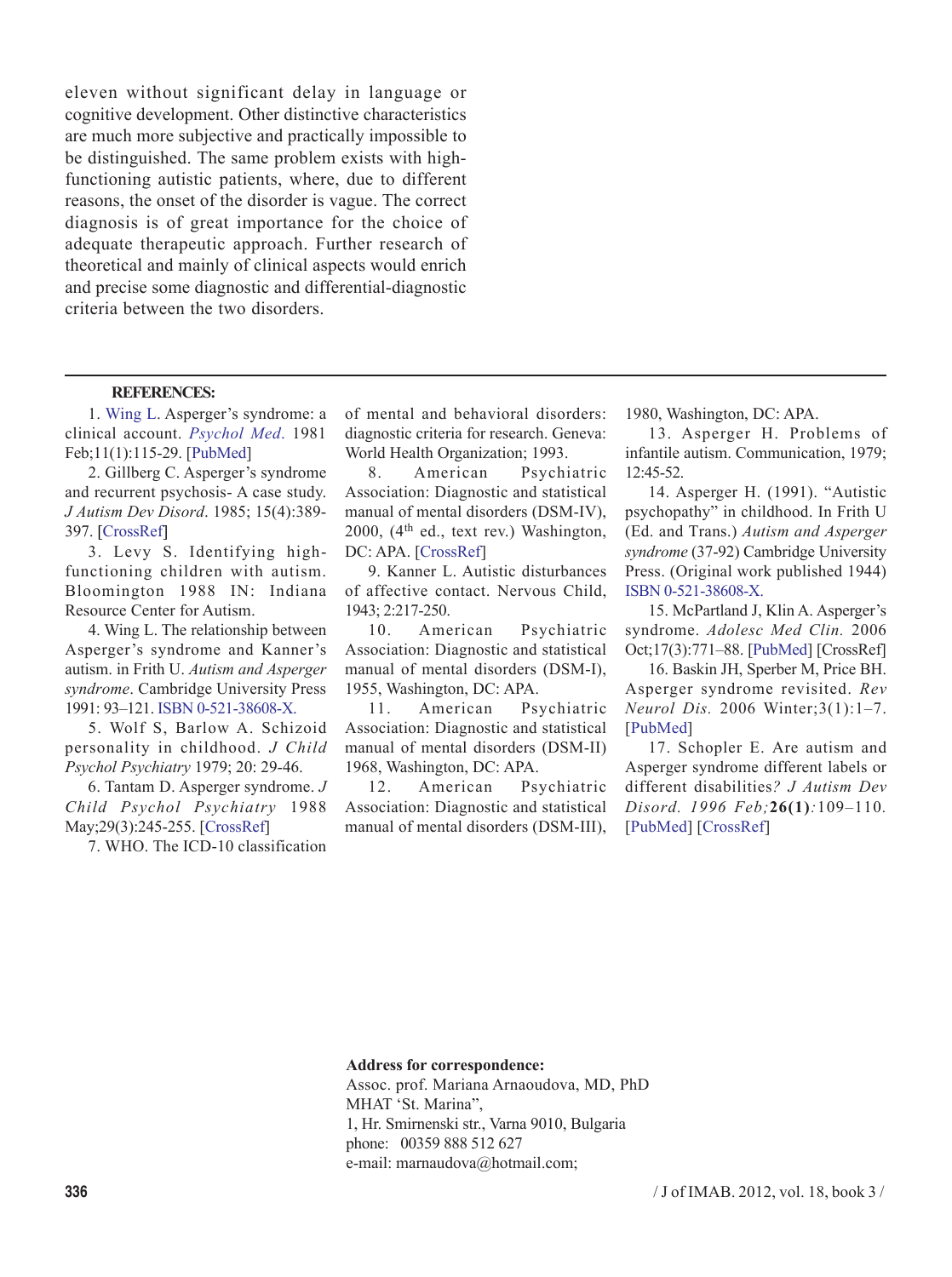eleven without significant delay in language or cognitive development. Other distinctive characteristics are much more subjective and practically impossible to be distinguished. The same problem exists with high-functioning autistic patients, where, due to different reasons, the onset of the disorder is vague. The correct diagnosis is of great importance for the choice of adequate therapeutic approach. Further research of theoretical and mainly of clinical aspects would enrich and precise some diagnostic and differential-diagnostic criteria between the two disorders.

**REFERENCES:**

1. Wing L. Asperger's syndrome: a clinical account. *Psychol Med*. 1981 Feb;11(1):115-29. [PubMed]
2. Gillberg C. Asperger's syndrome and recurrent psychosis- A case study. *J Autism Dev Disord*. 1985; 15(4):389-397. [CrossRef]
3. Levy S. Identifying high-functioning children with autism. Bloomington 1988 IN: Indiana Resource Center for Autism.
4. Wing L. The relationship between Asperger's syndrome and Kanner's autism. in Frith U. *Autism and Asperger syndrome*. Cambridge University Press 1991: 93–121. ISBN 0-521-38608-X.
5. Wolf S, Barlow A. Schizoid personality in childhood. *J Child Psychol Psychiatry* 1979; 20: 29-46.
6. Tantam D. Asperger syndrome. *J Child Psychol Psychiatry* 1988 May;29(3):245-255. [CrossRef]
7. WHO. The ICD-10 classification of mental and behavioral disorders: diagnostic criteria for research. Geneva: World Health Organization; 1993.
8. American Psychiatric Association: Diagnostic and statistical manual of mental disorders (DSM-IV), 2000, (4th ed., text rev.) Washington, DC: APA. [CrossRef]
9. Kanner L. Autistic disturbances of affective contact. Nervous Child, 1943; 2:217-250.
10. American Psychiatric Association: Diagnostic and statistical manual of mental disorders (DSM-I), 1955, Washington, DC: APA.
11. American Psychiatric Association: Diagnostic and statistical manual of mental disorders (DSM-II) 1968, Washington, DC: APA.
12. American Psychiatric Association: Diagnostic and statistical manual of mental disorders (DSM-III), 1980, Washington, DC: APA.
13. Asperger H. Problems of infantile autism. Communication, 1979; 12:45-52.
14. Asperger H. (1991). "Autistic psychopathy" in childhood. In Frith U (Ed. and Trans.) *Autism and Asperger syndrome* (37-92) Cambridge University Press. (Original work published 1944) ISBN 0-521-38608-X.
15. McPartland J, Klin A. Asperger's syndrome. *Adolesc Med Clin.* 2006 Oct;17(3):771–88. [PubMed] [CrossRef]
16. Baskin JH, Sperber M, Price BH. Asperger syndrome revisited. *Rev Neurol Dis.* 2006 Winter;3(1):1–7. [PubMed]
17. Schopler E. Are autism and Asperger syndrome different labels or different disabilities*? J Autism Dev Disord. 1996 Feb;* **26(1)***:*109–110. [PubMed] [CrossRef]

**Address for correspondence:**

Assoc. prof. Mariana Arnaoudova, MD, PhD
MHAT 'St. Marina",
1, Hr. Smirnenski str., Varna 9010, Bulgaria
phone: 00359 888 512 627
e-mail: marnaudova@hotmail.com;